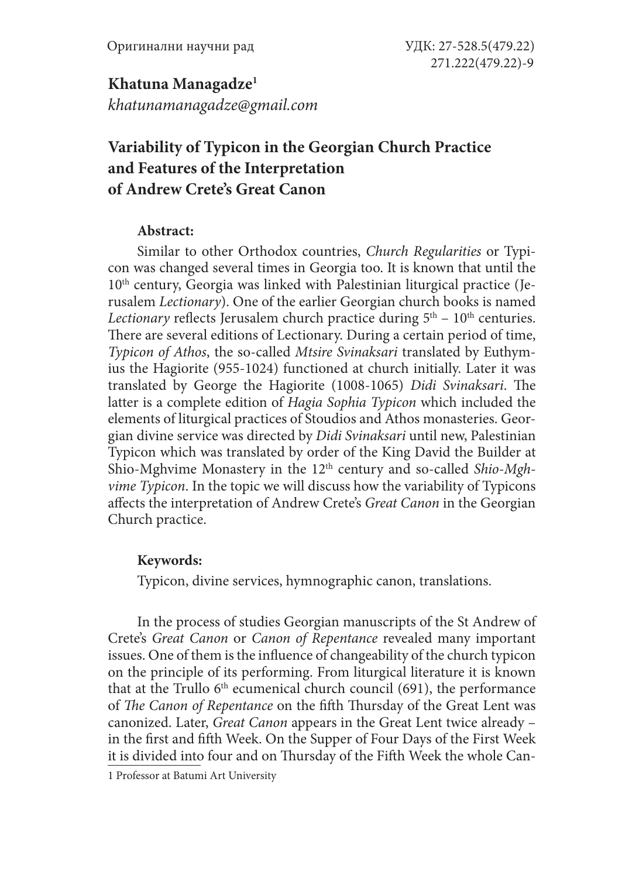Оригинални научни рад

УДК: 27-528.5(479.22)
271.222(479.22)-9

**Khatuna Managadze**[1]
*khatunamanagadze@gmail.com*

# Variability of Typicon in the Georgian Church Practice and Features of the Interpretation of Andrew Crete's Great Canon

**Abstract:**

Similar to other Orthodox countries, *Church Regularities* or Typicon was changed several times in Georgia too. It is known that until the 10th century, Georgia was linked with Palestinian liturgical practice (Jerusalem *Lectionary*). One of the earlier Georgian church books is named *Lectionary* reflects Jerusalem church practice during 5th – 10th centuries. There are several editions of Lectionary. During a certain period of time, *Typicon of Athos*, the so-called *Mtsire Svinaksari* translated by Euthymius the Hagiorite (955-1024) functioned at church initially. Later it was translated by George the Hagiorite (1008-1065) *Didi Svinaksari*. The latter is a complete edition of *Hagia Sophia Typicon* which included the elements of liturgical practices of Stoudios and Athos monasteries. Georgian divine service was directed by *Didi Svinaksari* until new, Palestinian Typicon which was translated by order of the King David the Builder at Shio-Mghvime Monastery in the 12th century and so-called *Shio-Mghvime Typicon*. In the topic we will discuss how the variability of Typicons affects the interpretation of Andrew Crete's *Great Canon* in the Georgian Church practice.

**Keywords:**

Typicon, divine services, hymnographic canon, translations.

In the process of studies Georgian manuscripts of the St Andrew of Crete's *Great Canon* or *Canon of Repentance* revealed many important issues. One of them is the influence of changeability of the church typicon on the principle of its performing. From liturgical literature it is known that at the Trullo 6th ecumenical church council (691), the performance of *The Canon of Repentance* on the fifth Thursday of the Great Lent was canonized. Later, *Great Canon* appears in the Great Lent twice already – in the first and fifth Week. On the Supper of Four Days of the First Week it is divided into four and on Thursday of the Fifth Week the whole Can-

1 Professor at Batumi Art University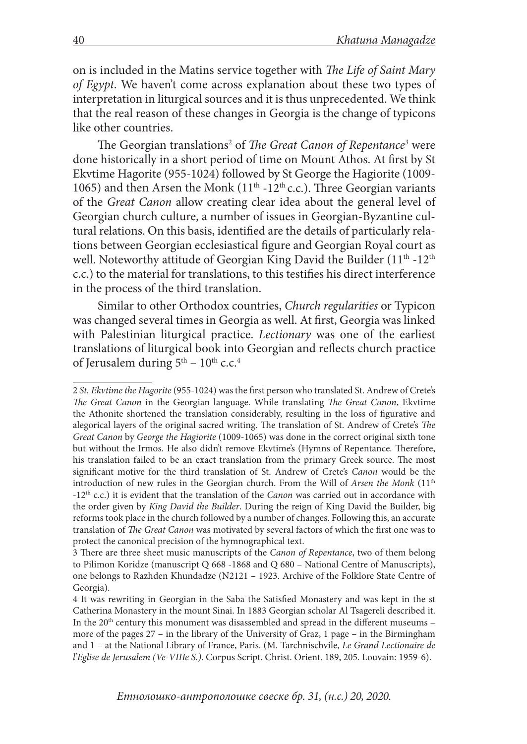on is included in the Matins service together with *The Life of Saint Mary of Egypt*. We haven't come across explanation about these two types of interpretation in liturgical sources and it is thus unprecedented. We think that the real reason of these changes in Georgia is the change of typicons like other countries.

The Georgian translations[2] of *The Great Canon of Repentance*[3] were done historically in a short period of time on Mount Athos. At first by St Ekvtime Hagorite (955-1024) followed by St George the Hagiorite (1009-1065) and then Arsen the Monk (11th -12th c.c.). Three Georgian variants of the *Great Canon* allow creating clear idea about the general level of Georgian church culture, a number of issues in Georgian-Byzantine cultural relations. On this basis, identified are the details of particularly relations between Georgian ecclesiastical figure and Georgian Royal court as well. Noteworthy attitude of Georgian King David the Builder (11th -12th c.c.) to the material for translations, to this testifies his direct interference in the process of the third translation.

Similar to other Orthodox countries, *Church regularities* or Typicon was changed several times in Georgia as well. At first, Georgia was linked with Palestinian liturgical practice. *Lectionary* was one of the earliest translations of liturgical book into Georgian and reflects church practice of Jerusalem during 5th – 10th c.c.[4]

---

2 *St. Ekvtime the Hagorite* (955-1024) was the first person who translated St. Andrew of Crete's *The Great Canon* in the Georgian language. While translating *The Great Canon*, Ekvtime the Athonite shortened the translation considerably, resulting in the loss of figurative and alegorical layers of the original sacred writing. The translation of St. Andrew of Crete's *The Great Canon* by *George the Hagiorite* (1009-1065) was done in the correct original sixth tone but without the Irmos. He also didn't remove Ekvtime's (Hymns of Repentance. Therefore, his translation failed to be an exact translation from the primary Greek source. The most significant motive for the third translation of St. Andrew of Crete's *Canon* would be the introduction of new rules in the Georgian church. From the Will of *Arsen the Monk* (11th -12th c.c.) it is evident that the translation of the *Canon* was carried out in accordance with the order given by *King David the Builder*. During the reign of King David the Builder, big reforms took place in the church followed by a number of changes. Following this, an accurate translation of *The Great Canon* was motivated by several factors of which the first one was to protect the canonical precision of the hymnographical text.

3 There are three sheet music manuscripts of the *Canon of Repentance*, two of them belong to Pilimon Koridze (manuscript Q 668 -1868 and Q 680 – National Centre of Manuscripts), one belongs to Razhden Khundadze (N2121 – 1923. Archive of the Folklore State Centre of Georgia).

4 It was rewriting in Georgian in the Saba the Satisfied Monastery and was kept in the st Catherina Monastery in the mount Sinai. In 1883 Georgian scholar Al Tsagereli described it. In the 20th century this monument was disassembled and spread in the different museums – more of the pages 27 – in the library of the University of Graz, 1 page – in the Birmingham and 1 – at the National Library of France, Paris. (M. Tarchnischvile, *Le Grand Lectionaire de l'Eglise de Jerusalem (Ve-VIIIe S.)*. Corpus Script. Christ. Orient. 189, 205. Louvain: 1959-6).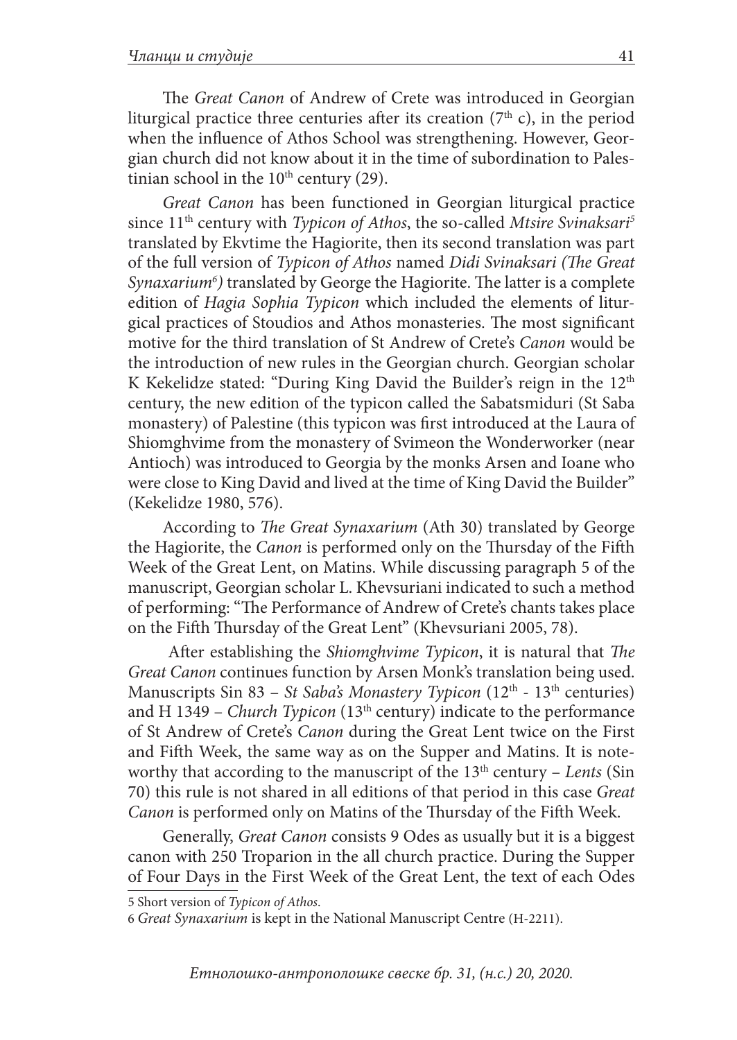The *Great Canon* of Andrew of Crete was introduced in Georgian liturgical practice three centuries after its creation ($7^{th}$ c), in the period when the influence of Athos School was strengthening. However, Georgian church did not know about it in the time of subordination to Palestinian school in the $10^{th}$ century (29).

*Great Canon* has been functioned in Georgian liturgical practice since $11^{th}$ century with *Typicon of Athos*, the so-called *Mtsire Svinaksari*[5] translated by Ekvtime the Hagiorite, then its second translation was part of the full version of *Typicon of Athos* named *Didi Svinaksari (The Great Synaxarium*[6]*)* translated by George the Hagiorite. The latter is a complete edition of *Hagia Sophia Typicon* which included the elements of liturgical practices of Stoudios and Athos monasteries. The most significant motive for the third translation of St Andrew of Crete's *Canon* would be the introduction of new rules in the Georgian church. Georgian scholar K Kekelidze stated: "During King David the Builder's reign in the $12^{th}$ century, the new edition of the typicon called the Sabatsmiduri (St Saba monastery) of Palestine (this typicon was first introduced at the Laura of Shiomghvime from the monastery of Svimeon the Wonderworker (near Antioch) was introduced to Georgia by the monks Arsen and Ioane who were close to King David and lived at the time of King David the Builder" (Kekelidze 1980, 576).

According to *The Great Synaxarium* (Ath 30) translated by George the Hagiorite, the *Canon* is performed only on the Thursday of the Fifth Week of the Great Lent, on Matins. While discussing paragraph 5 of the manuscript, Georgian scholar L. Khevsuriani indicated to such a method of performing: "The Performance of Andrew of Crete's chants takes place on the Fifth Thursday of the Great Lent" (Khevsuriani 2005, 78).

After establishing the *Shiomghvime Typicon*, it is natural that *The Great Canon* continues function by Arsen Monk's translation being used. Manuscripts Sin 83 – *St Saba's Monastery Typicon* ($12^{th}$ - $13^{th}$ centuries) and H 1349 – *Church Typicon* ($13^{th}$ century) indicate to the performance of St Andrew of Crete's *Canon* during the Great Lent twice on the First and Fifth Week, the same way as on the Supper and Matins. It is noteworthy that according to the manuscript of the $13^{th}$ century – *Lents* (Sin 70) this rule is not shared in all editions of that period in this case *Great Canon* is performed only on Matins of the Thursday of the Fifth Week.

Generally, *Great Canon* consists 9 Odes as usually but it is a biggest canon with 250 Troparion in the all church practice. During the Supper of Four Days in the First Week of the Great Lent, the text of each Odes

5 Short version of *Typicon of Athos*.

6 *Great Synaxarium* is kept in the National Manuscript Centre (H-2211).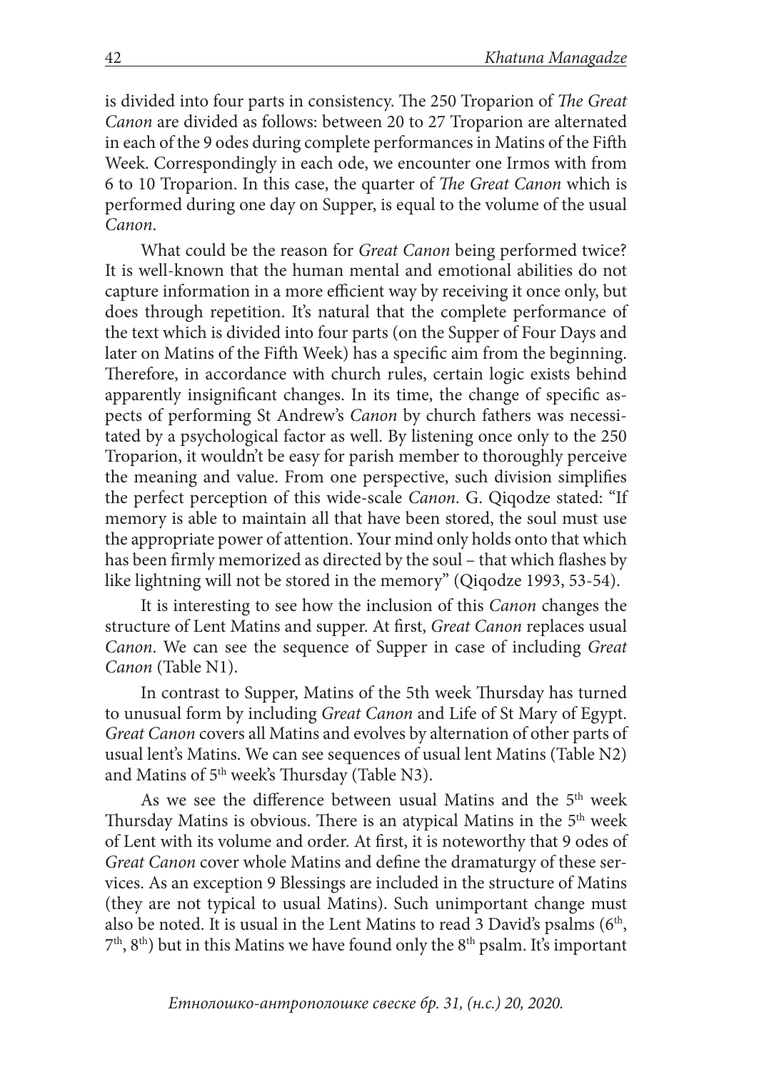is divided into four parts in consistency. The 250 Troparion of *The Great Canon* are divided as follows: between 20 to 27 Troparion are alternated in each of the 9 odes during complete performances in Matins of the Fifth Week. Correspondingly in each ode, we encounter one Irmos with from 6 to 10 Troparion. In this case, the quarter of *The Great Canon* which is performed during one day on Supper, is equal to the volume of the usual *Canon*.

What could be the reason for *Great Canon* being performed twice? It is well-known that the human mental and emotional abilities do not capture information in a more efficient way by receiving it once only, but does through repetition. It's natural that the complete performance of the text which is divided into four parts (on the Supper of Four Days and later on Matins of the Fifth Week) has a specific aim from the beginning. Therefore, in accordance with church rules, certain logic exists behind apparently insignificant changes. In its time, the change of specific aspects of performing St Andrew's *Canon* by church fathers was necessitated by a psychological factor as well. By listening once only to the 250 Troparion, it wouldn't be easy for parish member to thoroughly perceive the meaning and value. From one perspective, such division simplifies the perfect perception of this wide-scale *Canon*. G. Qiqodze stated: "If memory is able to maintain all that have been stored, the soul must use the appropriate power of attention. Your mind only holds onto that which has been firmly memorized as directed by the soul – that which flashes by like lightning will not be stored in the memory" (Qiqodze 1993, 53-54).

It is interesting to see how the inclusion of this *Canon* changes the structure of Lent Matins and supper. At first, *Great Canon* replaces usual *Canon*. We can see the sequence of Supper in case of including *Great Canon* (Table N1).

In contrast to Supper, Matins of the 5th week Thursday has turned to unusual form by including *Great Canon* and Life of St Mary of Egypt. *Great Canon* covers all Matins and evolves by alternation of other parts of usual lent's Matins. We can see sequences of usual lent Matins (Table N2) and Matins of 5th week's Thursday (Table N3).

As we see the difference between usual Matins and the 5th week Thursday Matins is obvious. There is an atypical Matins in the 5th week of Lent with its volume and order. At first, it is noteworthy that 9 odes of *Great Canon* cover whole Matins and define the dramaturgy of these services. As an exception 9 Blessings are included in the structure of Matins (they are not typical to usual Matins). Such unimportant change must also be noted. It is usual in the Lent Matins to read 3 David's psalms (6th, 7th, 8th) but in this Matins we have found only the 8th psalm. It's important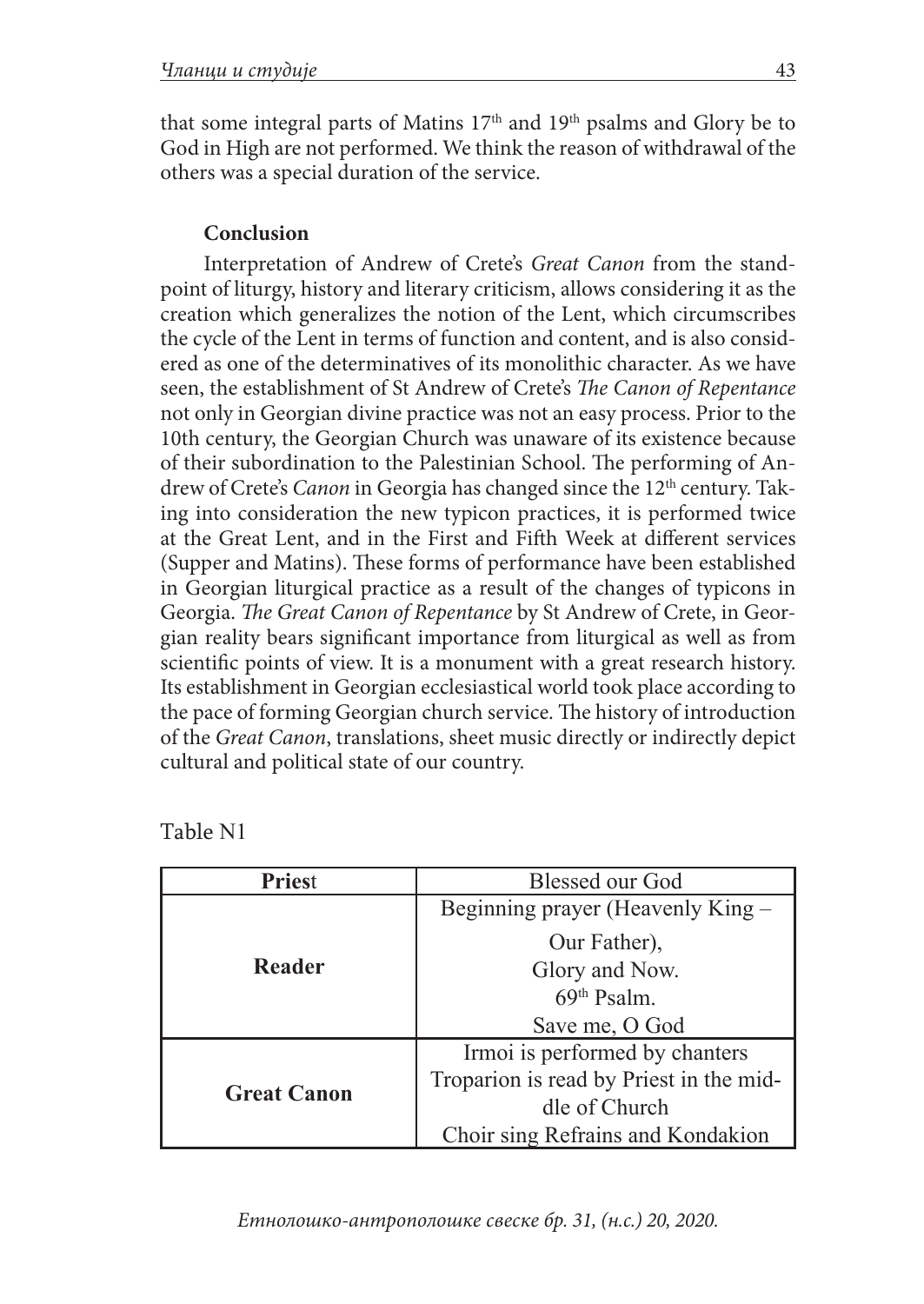that some integral parts of Matins 17th and 19th psalms and Glory be to God in High are not performed. We think the reason of withdrawal of the others was a special duration of the service.

**Conclusion**

Interpretation of Andrew of Crete's *Great Canon* from the standpoint of liturgy, history and literary criticism, allows considering it as the creation which generalizes the notion of the Lent, which circumscribes the cycle of the Lent in terms of function and content, and is also considered as one of the determinatives of its monolithic character. As we have seen, the establishment of St Andrew of Crete's *The Canon of Repentance* not only in Georgian divine practice was not an easy process. Prior to the 10th century, the Georgian Church was unaware of its existence because of their subordination to the Palestinian School. The performing of Andrew of Crete's *Canon* in Georgia has changed since the 12th century. Taking into consideration the new typicon practices, it is performed twice at the Great Lent, and in the First and Fifth Week at different services (Supper and Matins). These forms of performance have been established in Georgian liturgical practice as a result of the changes of typicons in Georgia. *The Great Canon of Repentance* by St Andrew of Crete, in Georgian reality bears significant importance from liturgical as well as from scientific points of view. It is a monument with a great research history. Its establishment in Georgian ecclesiastical world took place according to the pace of forming Georgian church service. The history of introduction of the *Great Canon*, translations, sheet music directly or indirectly depict cultural and political state of our country.

Table N1

| **Priest** | Blessed our God |
|---|---|
| **Reader** | Beginning prayer (Heavenly King – Our Father), Glory and Now. 69th Psalm. Save me, O God |
| **Great Canon** | Irmoi is performed by chanters Troparion is read by Priest in the middle of Church Choir sing Refrains and Kondakion |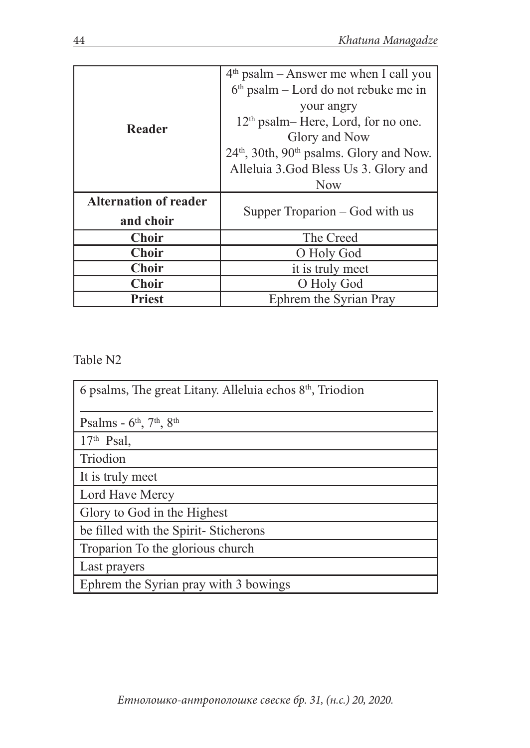| Reader | 4th psalm – Answer me when I call you 6th psalm – Lord do not rebuke me in your angry 12th psalm– Here, Lord, for no one. Glory and Now 24th, 30th, 90th psalms. Glory and Now. Alleluia 3.God Bless Us 3. Glory and Now |
|---|---|
| **Alternation of reader and choir** | Supper Troparion – God with us |
| **Choir** | The Creed |
| **Choir** | O Holy God |
| **Choir** | it is truly meet |
| **Choir** | O Holy God |
| **Priest** | Ephrem the Syrian Pray |

Table N2

| 6 psalms, The great Litany. Alleluia echos 8th, Triodion |
|---|
| Psalms - 6th, 7th, 8th |
| 17th Psal, |
| Triodion |
| It is truly meet |
| Lord Have Mercy |
| Glory to God in the Highest |
| be filled with the Spirit- Sticherons |
| Troparion To the glorious church |
| Last prayers |
| Ephrem the Syrian pray with 3 bowings |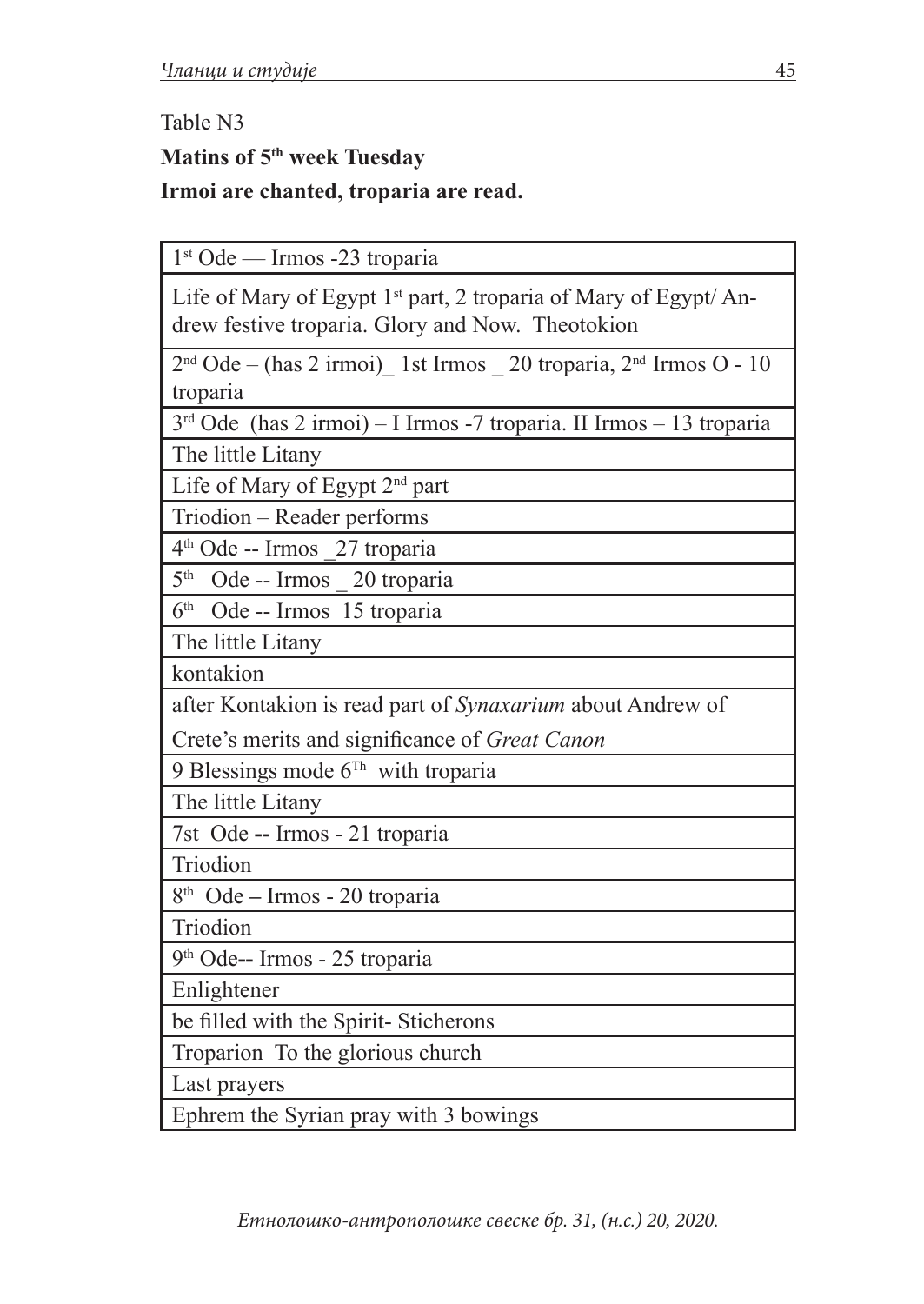Table N3

**Matins of 5th week Tuesday**

**Irmoi are chanted, troparia are read.**

| 1st Ode — Irmos -23 troparia |
|---|
| Life of Mary of Egypt 1st part, 2 troparia of Mary of Egypt/ Andrew festive troparia. Glory and Now. Theotokion |
| 2nd Ode – (has 2 irmoi)_ 1st Irmos _ 20 troparia, 2nd Irmos O - 10 troparia |
| 3rd Ode (has 2 irmoi) – I Irmos -7 troparia. II Irmos – 13 troparia |
| The little Litany |
| Life of Mary of Egypt 2nd part |
| Triodion – Reader performs |
| 4th Ode -- Irmos _27 troparia |
| 5th Ode -- Irmos _ 20 troparia |
| 6th Ode -- Irmos 15 troparia |
| The little Litany |
| kontakion |
| after Kontakion is read part of *Synaxarium* about Andrew of Crete's merits and significance of *Great Canon* |
| 9 Blessings mode 6Th with troparia |
| The little Litany |
| 7st Ode -- Irmos - 21 troparia |
| Triodion |
| 8th Ode – Irmos - 20 troparia |
| Triodion |
| 9th Ode-- Irmos - 25 troparia |
| Enlightener |
| be filled with the Spirit- Sticherons |
| Troparion To the glorious church |
| Last prayers |
| Ephrem the Syrian pray with 3 bowings |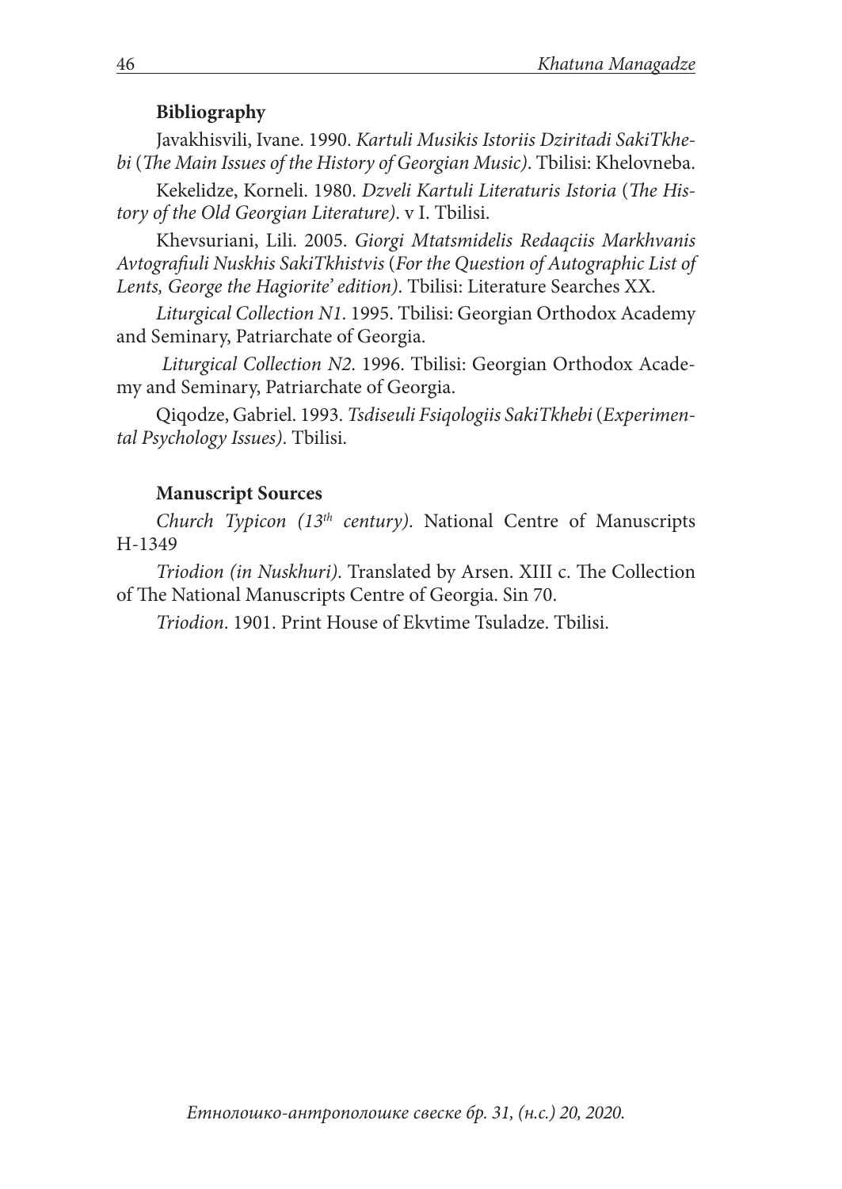**Bibliography**

Javakhisvili, Ivane. 1990. *Kartuli Musikis Istoriis Dziritadi SakiTkhebi* (*The Main Issues of the History of Georgian Music)*. Tbilisi: Khelovneba.

Kekelidze, Korneli. 1980. *Dzveli Kartuli Literaturis Istoria* (*The History of the Old Georgian Literature)*. v I. Tbilisi.

Khevsuriani, Lili. 2005. *Giorgi Mtatsmidelis Redaqciis Markhvanis Avtografiuli Nuskhis SakiTkhistvis* (*For the Question of Autographic List of Lents, George the Hagiorite' edition)*. Tbilisi: Literature Searches XX.

*Liturgical Collection N1*. 1995. Tbilisi: Georgian Orthodox Academy and Seminary, Patriarchate of Georgia.

*Liturgical Collection N2*. 1996. Tbilisi: Georgian Orthodox Academy and Seminary, Patriarchate of Georgia.

Qiqodze, Gabriel. 1993. *Tsdiseuli Fsiqologiis SakiTkhebi* (*Experimental Psychology Issues)*. Tbilisi.

**Manuscript Sources**

*Church Typicon (13th century)*. National Centre of Manuscripts H-1349

*Triodion (in Nuskhuri)*. Translated by Arsen. XIII c. The Collection of The National Manuscripts Centre of Georgia. Sin 70.

*Triodion*. 1901. Print House of Ekvtime Tsuladze. Tbilisi.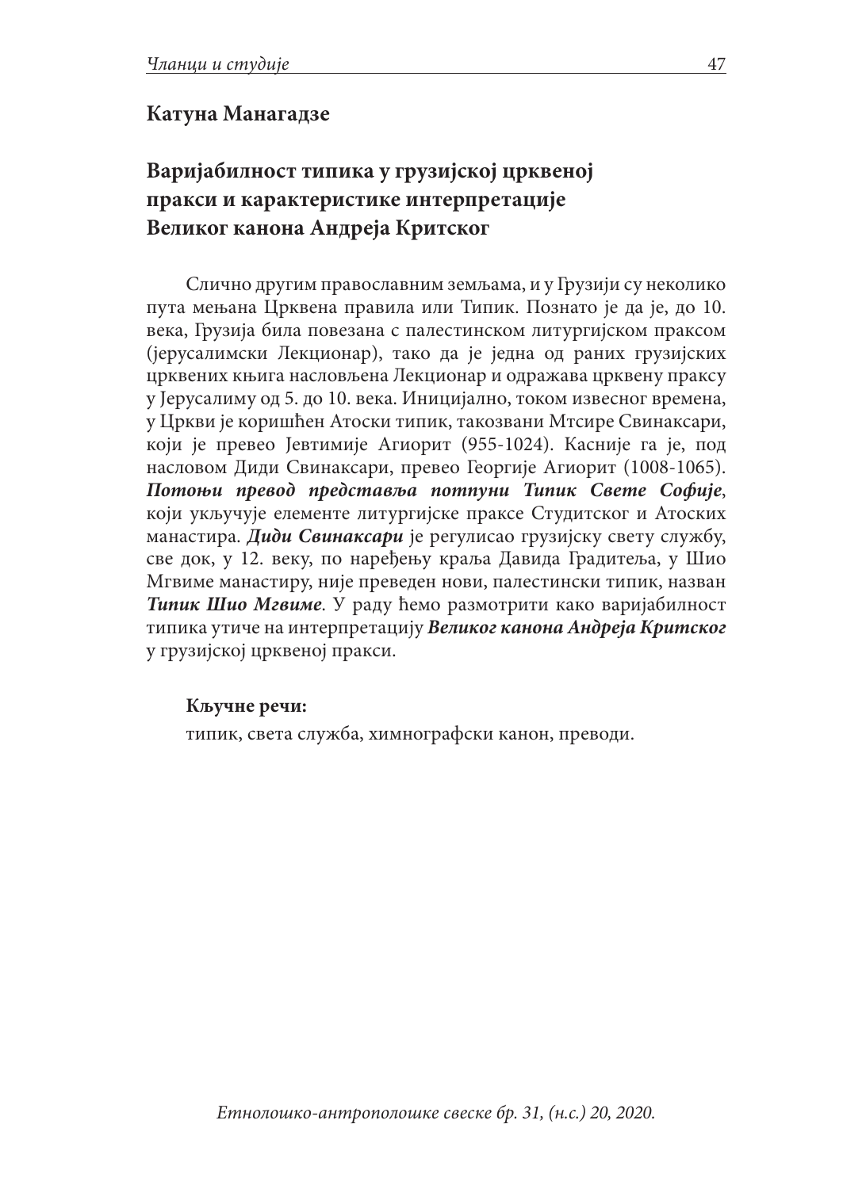**Катуна Манагадзе**

## Варијабилност типика у грузијској црквеној пракси и карактеристике интерпретације Великог канона Андреја Критског

Слично другим православним земљама, и у Грузији су неколико пута мењана Црквена правила или Типик. Познато је да је, до 10. века, Грузија била повезана с палестинском литургијском праксом (јерусалимски Лекционар), тако да је једна од раних грузијских црквених књига насловљена Лекционар и одражава црквену праксу у Јерусалиму од 5. до 10. века. Иницијално, током извесног времена, у Цркви је коришћен Атоски типик, такозвани Мтсире Свинаксари, који је превео Јевтимије Агиорит (955-1024). Касније га је, под насловом Диди Свинаксари, превео Георгије Агиорит (1008-1065). ***Потоњи превод представља потпуни Типик Свете Софије***, који укључује елементе литургијске праксе Студитског и Атоских манастира. ***Диди Свинаксари*** је регулисао грузијску свету службу, све док, у 12. веку, по наређењу краља Давида Градитеља, у Шио Мгвиме манастиру, није преведен нови, палестински типик, назван ***Типик Шио Мгвиме***. У раду ћемо размотрити како варијабилност типика утиче на интерпретацију ***Великог канона Андреја Критског*** у грузијској црквеној пракси.

**Кључне речи:**

типик, света служба, химнографски канон, преводи.